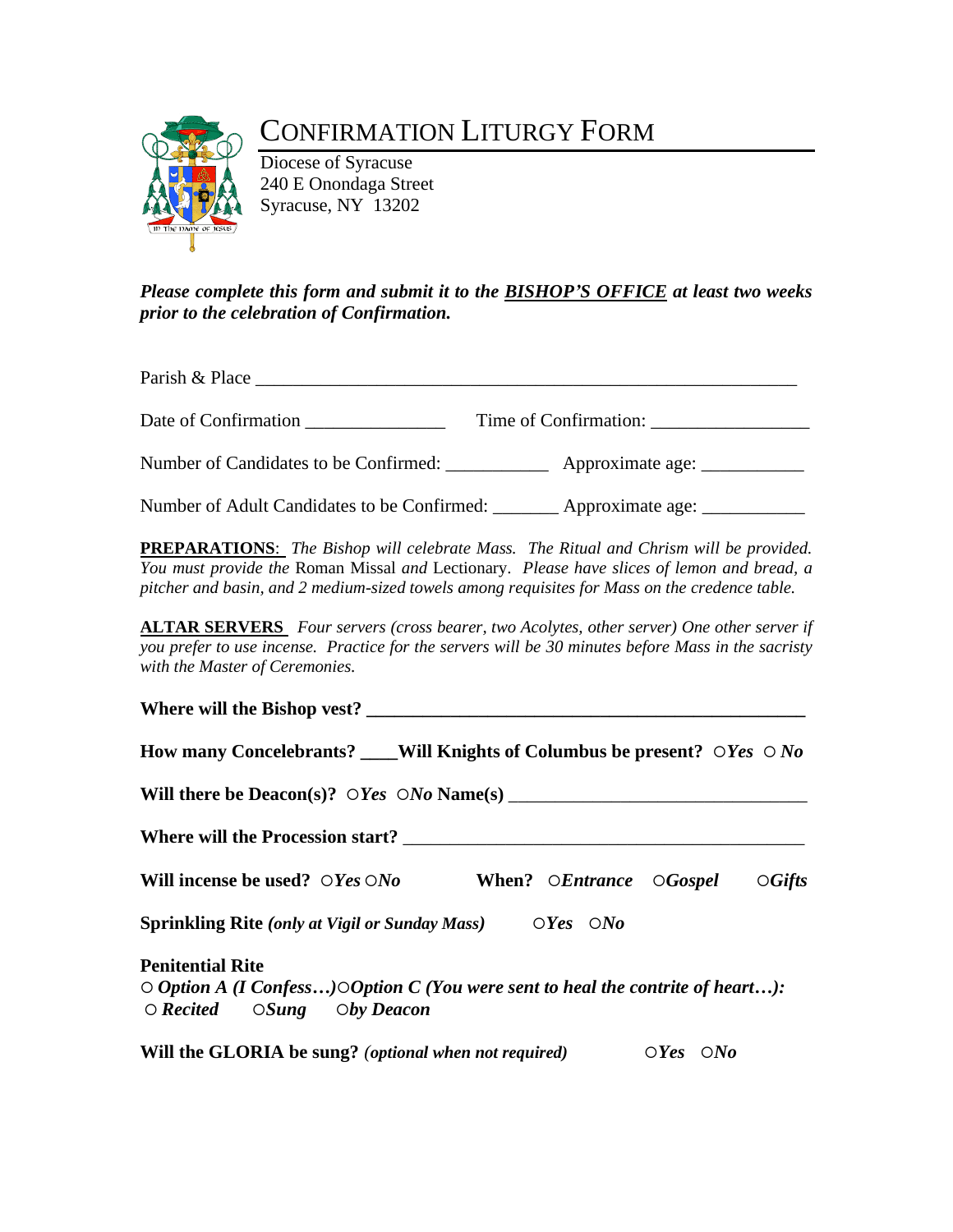# CONFIRMATION LITURGY FORM

Diocese of Syracuse
240 E Onondaga Street
Syracuse, NY 13202

***Please complete this form and submit it to the <u>BISHOP'S OFFICE</u> at least two weeks prior to the celebration of Confirmation.***

Parish & Place ____________________________________________________________

Date of Confirmation _______________ Time of Confirmation: ________________

Number of Candidates to be Confirmed: ___________ Approximate age: ___________

Number of Adult Candidates to be Confirmed: _______ Approximate age: ___________

**<u>PREPARATIONS</u>**: *The Bishop will celebrate Mass. The Ritual and Chrism will be provided. You must provide the* Roman Missal *and* Lectionary. *Please have slices of lemon and bread, a pitcher and basin, and 2 medium-sized towels among requisites for Mass on the credence table.*

**<u>ALTAR SERVERS</u>** *Four servers (cross bearer, two Acolytes, other server) One other server if you prefer to use incense. Practice for the servers will be 30 minutes before Mass in the sacristy with the Master of Ceremonies.*

**Where will the Bishop vest? ________________________________________________**

**How many Concelebrants? ____Will Knights of Columbus be present?** ○***Yes*** ○ ***No***

**Will there be Deacon(s)?** ○***Yes*** ○***No*** **Name(s)** _______________________________

**Where will the Procession start?** ____________________________________________

**Will incense be used?** ○***Yes*** ○***No*** **When?** ○***Entrance*** ○***Gospel*** ○***Gifts***

**Sprinkling Rite** ***(only at Vigil or Sunday Mass)*** ○***Yes*** ○***No***

**Penitential Rite**
○ ***Option A (I Confess…)***○***Option C (You were sent to heal the contrite of heart…):***
○ ***Recited*** ○***Sung*** ○***by Deacon***

**Will the GLORIA be sung?** ***(optional when not required)*** ○***Yes*** ○***No***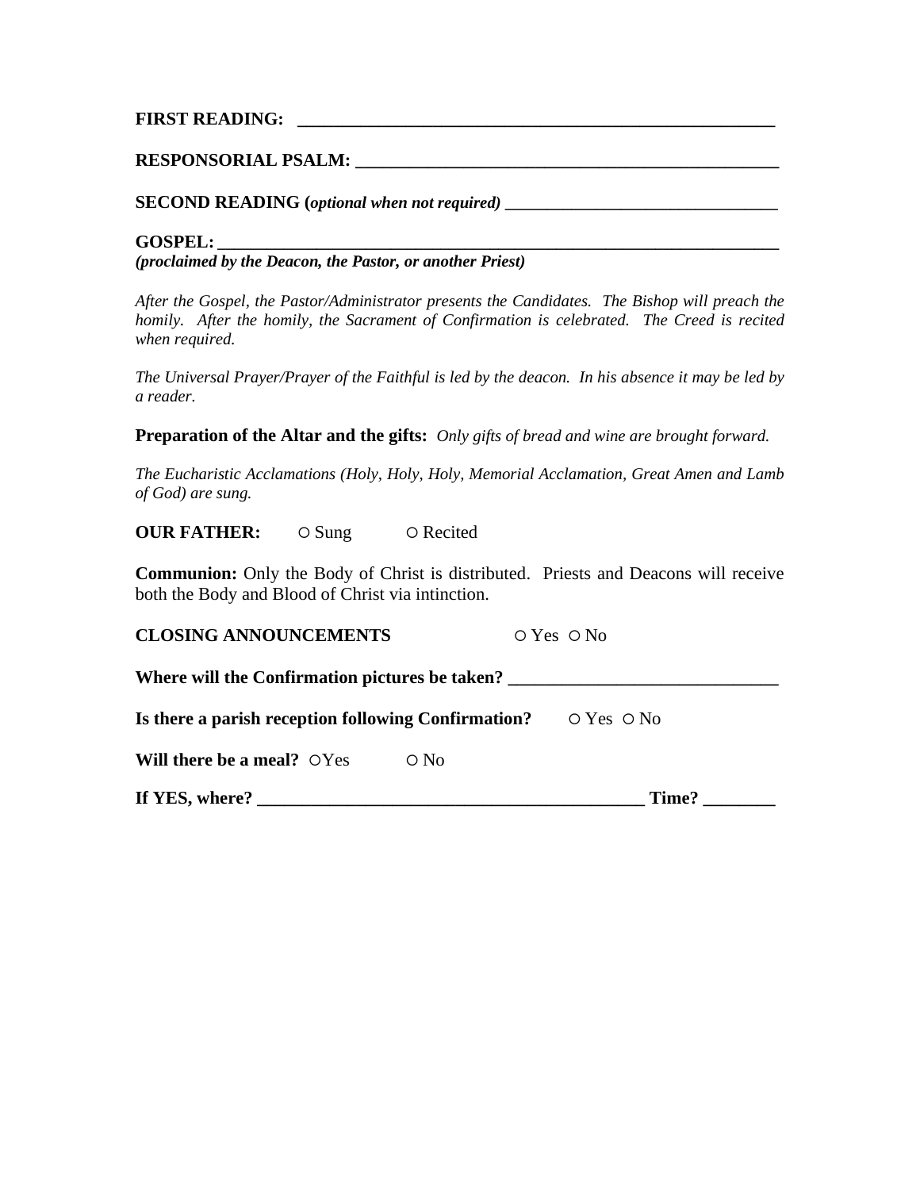**FIRST READING:** \_\_\_\_\_\_\_\_\_\_\_\_\_\_\_\_\_\_\_\_\_\_\_\_\_\_\_\_\_\_\_\_\_\_\_\_\_\_\_\_\_\_\_\_\_\_\_\_\_\_\_\_\_\_\_\_

**RESPONSORIAL PSALM:** \_\_\_\_\_\_\_\_\_\_\_\_\_\_\_\_\_\_\_\_\_\_\_\_\_\_\_\_\_\_\_\_\_\_\_\_\_\_\_\_\_\_\_\_\_\_\_\_\_\_

**SECOND READING (*optional when not required*)** \_\_\_\_\_\_\_\_\_\_\_\_\_\_\_\_\_\_\_\_\_\_\_\_\_\_\_\_\_\_\_\_\_\_

**GOSPEL:** \_\_\_\_\_\_\_\_\_\_\_\_\_\_\_\_\_\_\_\_\_\_\_\_\_\_\_\_\_\_\_\_\_\_\_\_\_\_\_\_\_\_\_\_\_\_\_\_\_\_\_\_\_\_\_\_\_\_\_\_\_\_\_\_\_\_
***(proclaimed by the Deacon, the Pastor, or another Priest)***

*After the Gospel, the Pastor/Administrator presents the Candidates. The Bishop will preach the homily. After the homily, the Sacrament of Confirmation is celebrated. The Creed is recited when required.*

*The Universal Prayer/Prayer of the Faithful is led by the deacon. In his absence it may be led by a reader.*

**Preparation of the Altar and the gifts:** *Only gifts of bread and wine are brought forward.*

*The Eucharistic Acclamations (Holy, Holy, Holy, Memorial Acclamation, Great Amen and Lamb of God) are sung.*

**OUR FATHER:** ○ Sung ○ Recited

**Communion:** Only the Body of Christ is distributed. Priests and Deacons will receive both the Body and Blood of Christ via intinction.

**CLOSING ANNOUNCEMENTS** ○ Yes ○ No

**Where will the Confirmation pictures be taken?** \_\_\_\_\_\_\_\_\_\_\_\_\_\_\_\_\_\_\_\_\_\_\_\_\_\_\_\_\_\_\_

**Is there a parish reception following Confirmation?** ○ Yes ○ No

**Will there be a meal?** ○Yes ○ No

**If YES, where?** \_\_\_\_\_\_\_\_\_\_\_\_\_\_\_\_\_\_\_\_\_\_\_\_\_\_\_\_\_\_\_\_\_\_\_\_\_\_\_\_\_\_\_\_\_\_ **Time?** \_\_\_\_\_\_\_\_